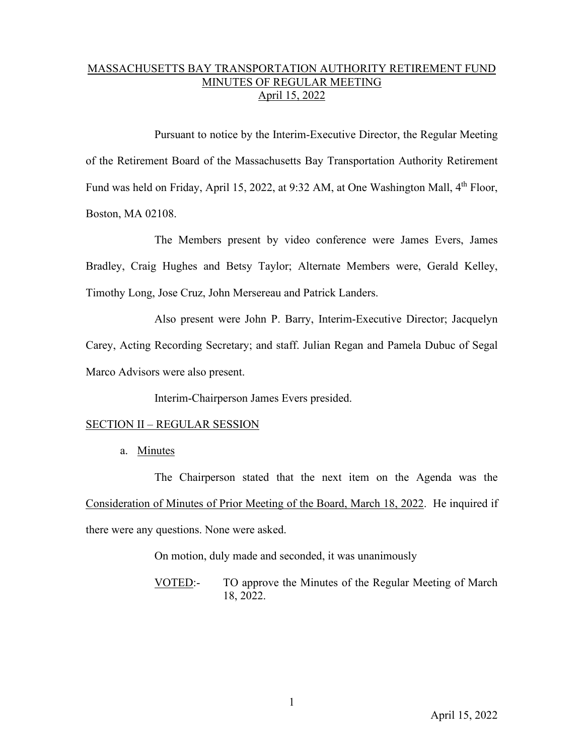# MASSACHUSETTS BAY TRANSPORTATION AUTHORITY RETIREMENT FUND
## MINUTES OF REGULAR MEETING
### April 15, 2022

Pursuant to notice by the Interim-Executive Director, the Regular Meeting of the Retirement Board of the Massachusetts Bay Transportation Authority Retirement Fund was held on Friday, April 15, 2022, at 9:32 AM, at One Washington Mall, 4th Floor, Boston, MA 02108.

The Members present by video conference were James Evers, James Bradley, Craig Hughes and Betsy Taylor; Alternate Members were, Gerald Kelley, Timothy Long, Jose Cruz, John Mersereau and Patrick Landers.

Also present were John P. Barry, Interim-Executive Director; Jacquelyn Carey, Acting Recording Secretary; and staff. Julian Regan and Pamela Dubuc of Segal Marco Advisors were also present.

Interim-Chairperson James Evers presided.

## SECTION II – REGULAR SESSION

a. Minutes

The Chairperson stated that the next item on the Agenda was the Consideration of Minutes of Prior Meeting of the Board, March 18, 2022. He inquired if there were any questions. None were asked.

On motion, duly made and seconded, it was unanimously

VOTED:- TO approve the Minutes of the Regular Meeting of March 18, 2022.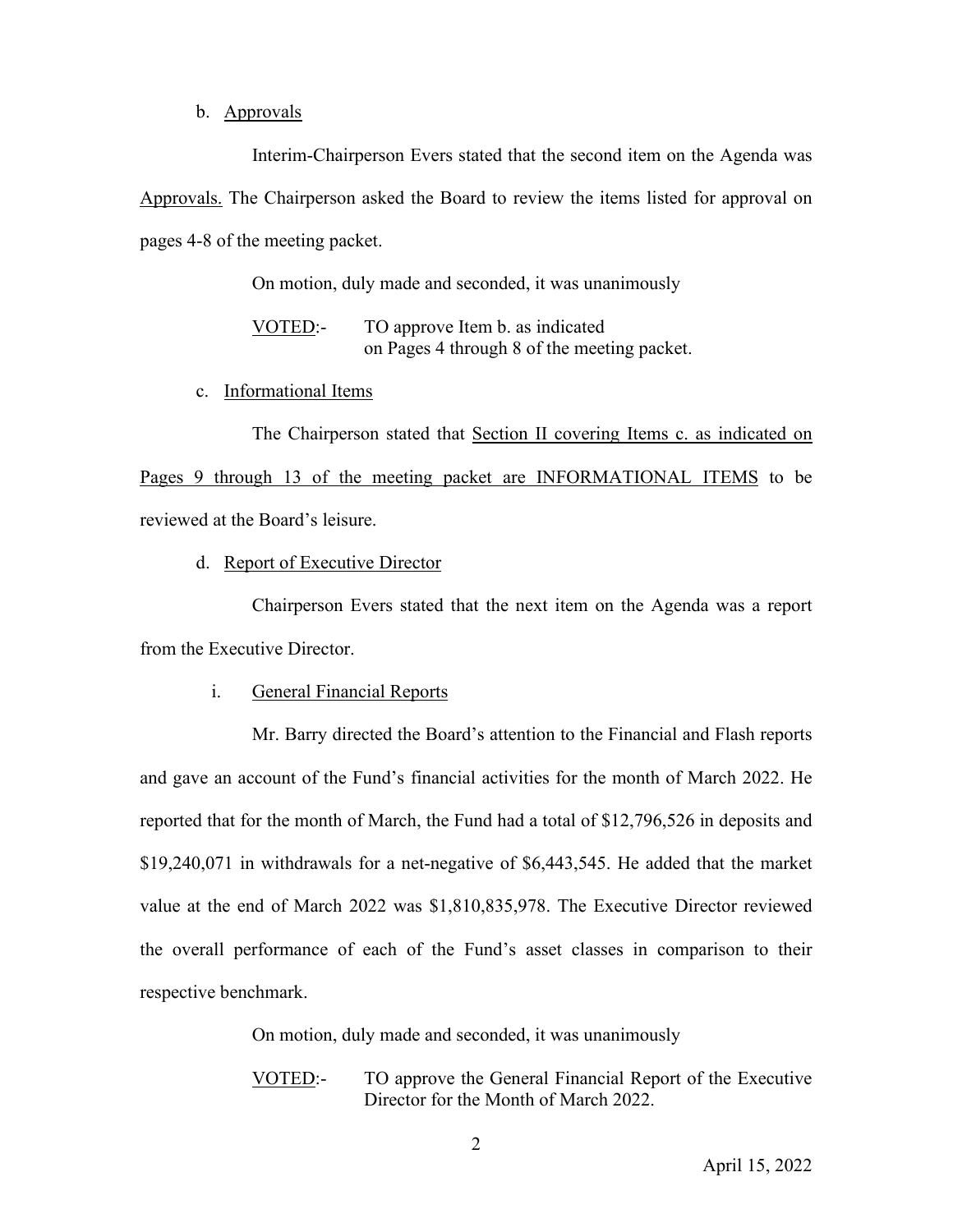b. Approvals

Interim-Chairperson Evers stated that the second item on the Agenda was Approvals. The Chairperson asked the Board to review the items listed for approval on pages 4-8 of the meeting packet.

On motion, duly made and seconded, it was unanimously

VOTED:- TO approve Item b. as indicated on Pages 4 through 8 of the meeting packet.

c. Informational Items

The Chairperson stated that Section II covering Items c. as indicated on Pages 9 through 13 of the meeting packet are INFORMATIONAL ITEMS to be reviewed at the Board's leisure.

d. Report of Executive Director

Chairperson Evers stated that the next item on the Agenda was a report from the Executive Director.

i. General Financial Reports

Mr. Barry directed the Board's attention to the Financial and Flash reports and gave an account of the Fund's financial activities for the month of March 2022. He reported that for the month of March, the Fund had a total of $12,796,526 in deposits and $19,240,071 in withdrawals for a net-negative of $6,443,545. He added that the market value at the end of March 2022 was $1,810,835,978. The Executive Director reviewed the overall performance of each of the Fund's asset classes in comparison to their respective benchmark.

On motion, duly made and seconded, it was unanimously

VOTED:- TO approve the General Financial Report of the Executive Director for the Month of March 2022.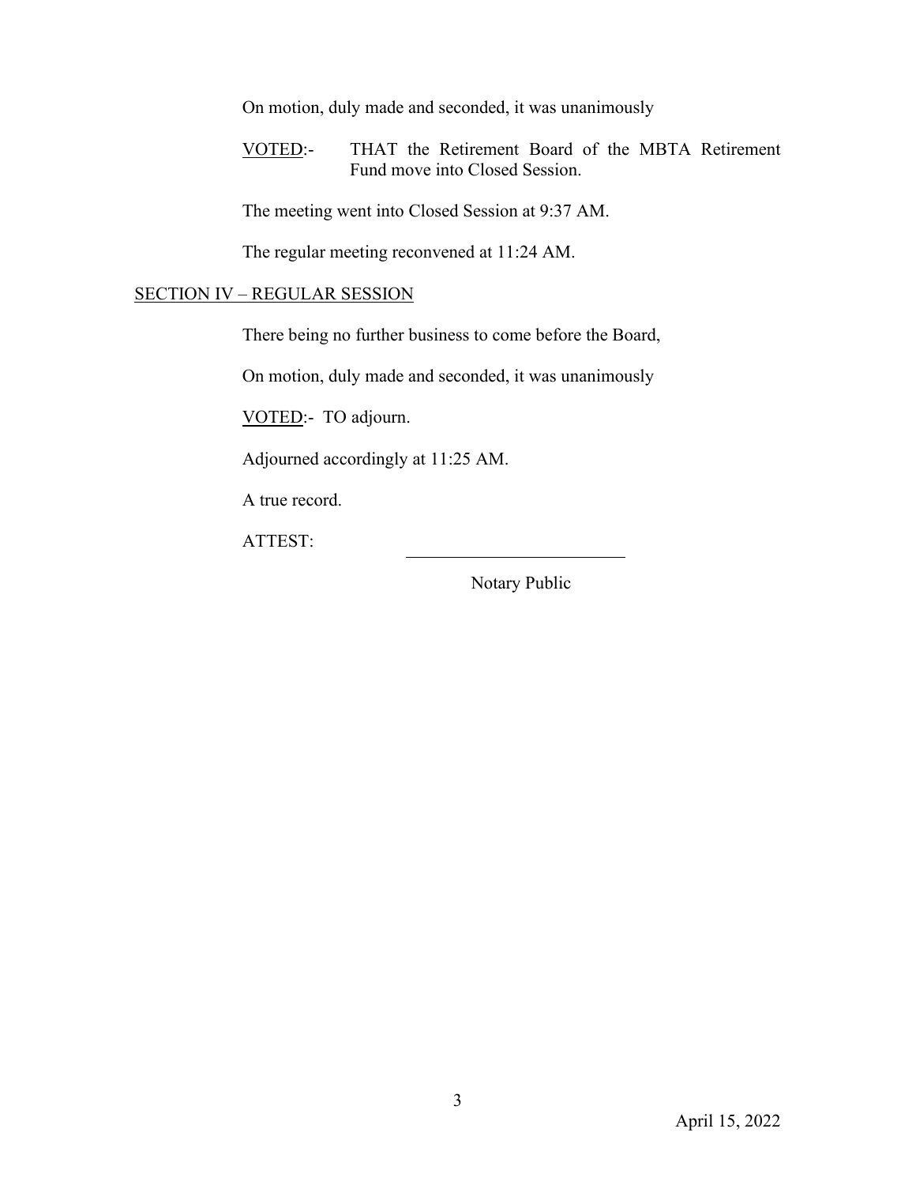On motion, duly made and seconded, it was unanimously

VOTED:- THAT the Retirement Board of the MBTA Retirement Fund move into Closed Session.

The meeting went into Closed Session at 9:37 AM.

The regular meeting reconvened at 11:24 AM.

## SECTION IV – REGULAR SESSION

There being no further business to come before the Board,

On motion, duly made and seconded, it was unanimously

VOTED:- TO adjourn.

Adjourned accordingly at 11:25 AM.

A true record.

ATTEST: \_\_\_\_\_\_\_\_\_\_\_\_\_\_\_\_\_\_\_\_\_\_\_\_\_

Notary Public

April 15, 2022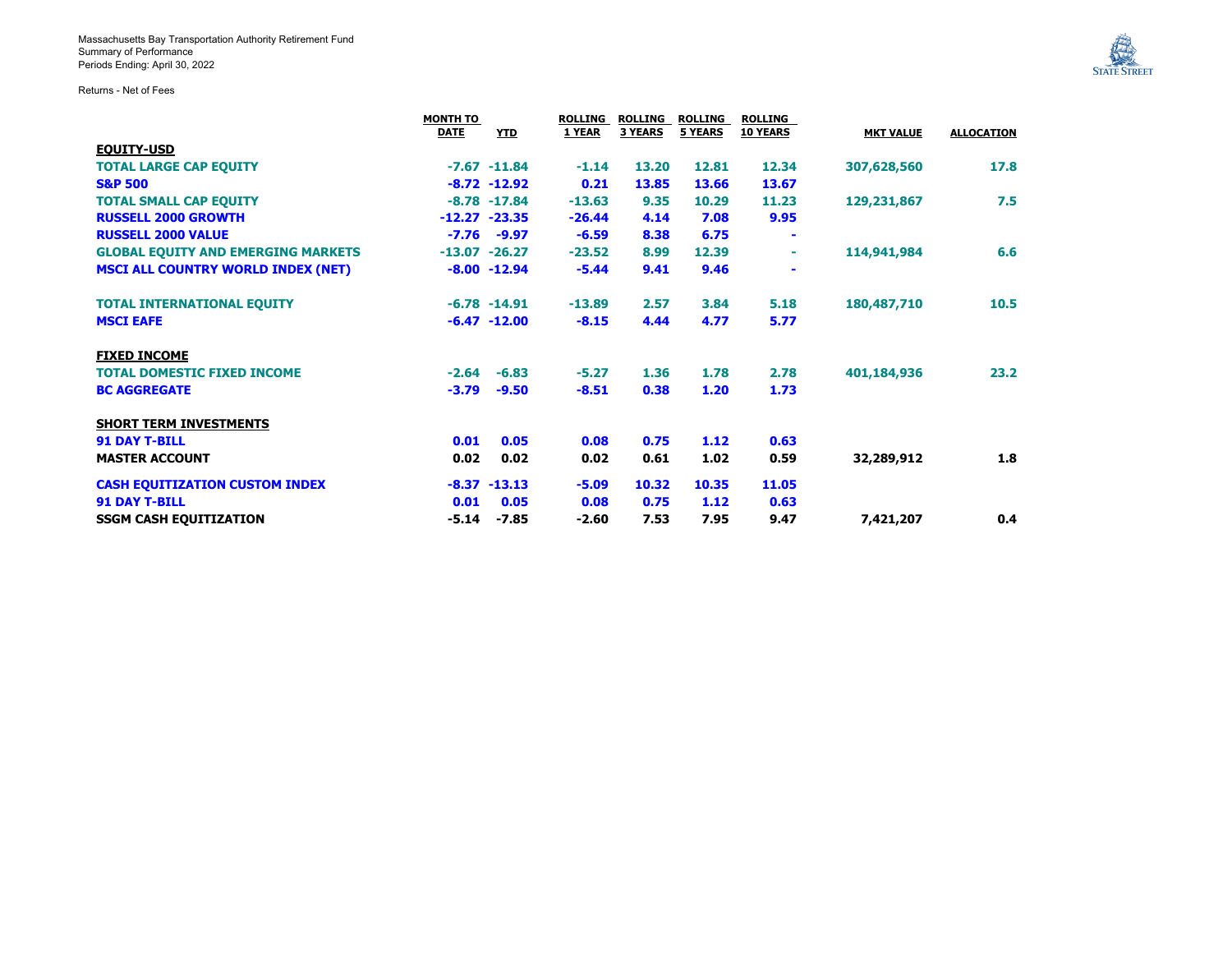Massachusetts Bay Transportation Authority Retirement Fund
Summary of Performance
Periods Ending: April 30, 2022

Returns - Net of Fees

| | MONTH TO DATE | YTD | ROLLING 1 YEAR | ROLLING 3 YEARS | ROLLING 5 YEARS | ROLLING 10 YEARS | MKT VALUE | ALLOCATION |
|---|---|---|---|---|---|---|---|---|
| **EQUITY-USD** | | | | | | | | |
| **TOTAL LARGE CAP EQUITY** | -7.67 | -11.84 | -1.14 | 13.20 | 12.81 | 12.34 | 307,628,560 | 17.8 |
| **S&P 500** | -8.72 | -12.92 | 0.21 | 13.85 | 13.66 | 13.67 | | |
| **TOTAL SMALL CAP EQUITY** | -8.78 | -17.84 | -13.63 | 9.35 | 10.29 | 11.23 | 129,231,867 | 7.5 |
| **RUSSELL 2000 GROWTH** | -12.27 | -23.35 | -26.44 | 4.14 | 7.08 | 9.95 | | |
| **RUSSELL 2000 VALUE** | -7.76 | -9.97 | -6.59 | 8.38 | 6.75 | - | | |
| **GLOBAL EQUITY AND EMERGING MARKETS** | -13.07 | -26.27 | -23.52 | 8.99 | 12.39 | - | 114,941,984 | 6.6 |
| **MSCI ALL COUNTRY WORLD INDEX (NET)** | -8.00 | -12.94 | -5.44 | 9.41 | 9.46 | - | | |
| | | | | | | | | |
| **TOTAL INTERNATIONAL EQUITY** | -6.78 | -14.91 | -13.89 | 2.57 | 3.84 | 5.18 | 180,487,710 | 10.5 |
| **MSCI EAFE** | -6.47 | -12.00 | -8.15 | 4.44 | 4.77 | 5.77 | | |
| | | | | | | | | |
| **FIXED INCOME** | | | | | | | | |
| **TOTAL DOMESTIC FIXED INCOME** | -2.64 | -6.83 | -5.27 | 1.36 | 1.78 | 2.78 | 401,184,936 | 23.2 |
| **BC AGGREGATE** | -3.79 | -9.50 | -8.51 | 0.38 | 1.20 | 1.73 | | |
| | | | | | | | | |
| **SHORT TERM INVESTMENTS** | | | | | | | | |
| **91 DAY T-BILL** | 0.01 | 0.05 | 0.08 | 0.75 | 1.12 | 0.63 | | |
| **MASTER ACCOUNT** | 0.02 | 0.02 | 0.02 | 0.61 | 1.02 | 0.59 | 32,289,912 | 1.8 |
| | | | | | | | | |
| **CASH EQUITIZATION CUSTOM INDEX** | -8.37 | -13.13 | -5.09 | 10.32 | 10.35 | 11.05 | | |
| **91 DAY T-BILL** | 0.01 | 0.05 | 0.08 | 0.75 | 1.12 | 0.63 | | |
| **SSGM CASH EQUITIZATION** | -5.14 | -7.85 | -2.60 | 7.53 | 7.95 | 9.47 | 7,421,207 | 0.4 |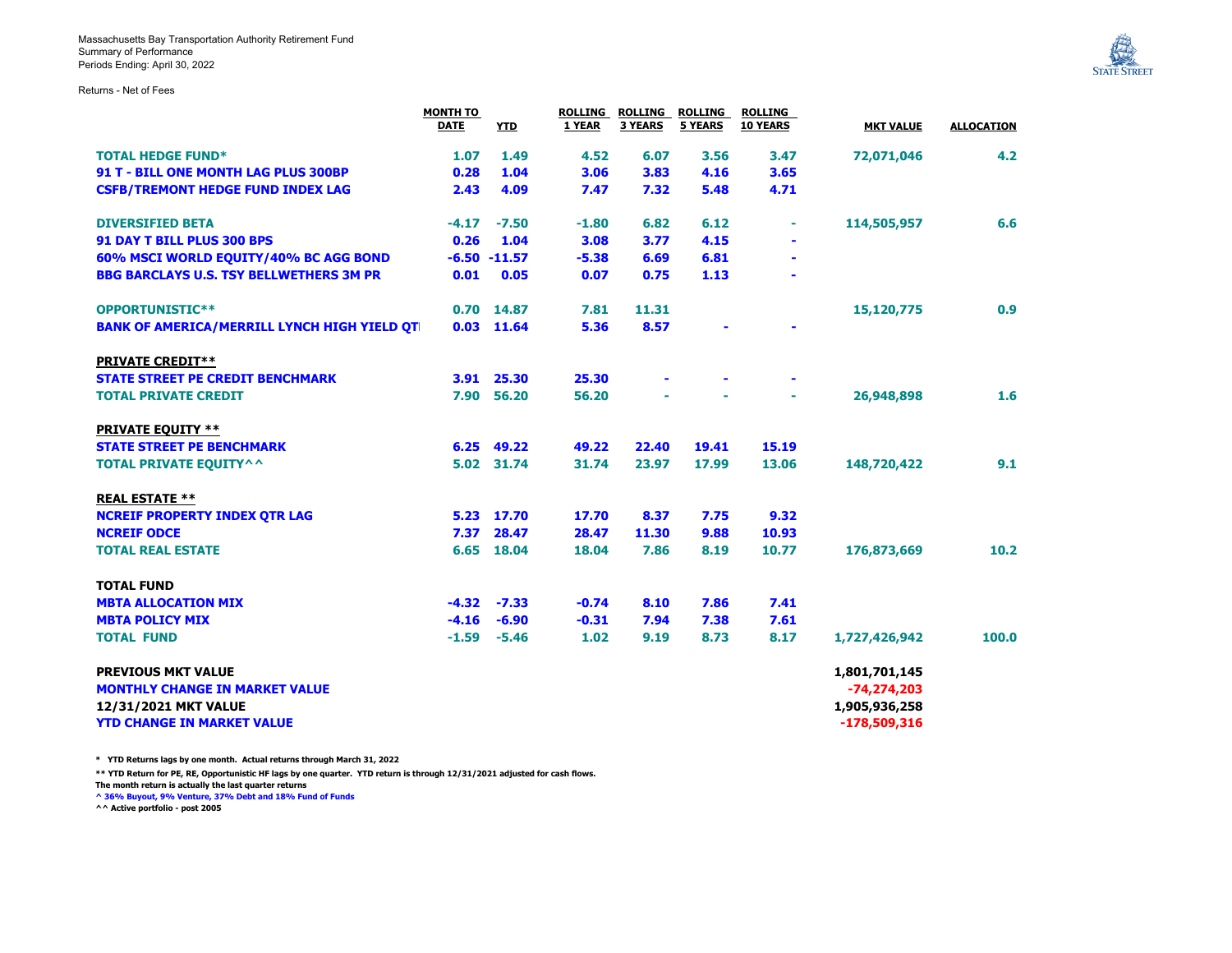Massachusetts Bay Transportation Authority Retirement Fund
Summary of Performance
Periods Ending: April 30, 2022

Returns - Net of Fees

| | MONTH TO DATE | YTD | ROLLING 1 YEAR | ROLLING 3 YEARS | ROLLING 5 YEARS | ROLLING 10 YEARS | MKT VALUE | ALLOCATION |
|---|---|---|---|---|---|---|---|---|
| **TOTAL HEDGE FUND*** | 1.07 | 1.49 | 4.52 | 6.07 | 3.56 | 3.47 | 72,071,046 | 4.2 |
| **91 T - BILL ONE MONTH LAG PLUS 300BP** | 0.28 | 1.04 | 3.06 | 3.83 | 4.16 | 3.65 | | |
| **CSFB/TREMONT HEDGE FUND INDEX LAG** | 2.43 | 4.09 | 7.47 | 7.32 | 5.48 | 4.71 | | |
| | | | | | | | | |
| **DIVERSIFIED BETA** | -4.17 | -7.50 | -1.80 | 6.82 | 6.12 | - | 114,505,957 | 6.6 |
| **91 DAY T BILL PLUS 300 BPS** | 0.26 | 1.04 | 3.08 | 3.77 | 4.15 | - | | |
| **60% MSCI WORLD EQUITY/40% BC AGG BOND** | -6.50 | -11.57 | -5.38 | 6.69 | 6.81 | - | | |
| **BBG BARCLAYS U.S. TSY BELLWETHERS 3M PR** | 0.01 | 0.05 | 0.07 | 0.75 | 1.13 | - | | |
| | | | | | | | | |
| **OPPORTUNISTIC**** | 0.70 | 14.87 | 7.81 | 11.31 | | | 15,120,775 | 0.9 |
| **BANK OF AMERICA/MERRILL LYNCH HIGH YIELD QT** | 0.03 | 11.64 | 5.36 | 8.57 | - | - | | |
| | | | | | | | | |
| **PRIVATE CREDIT**** | | | | | | | | |
| **STATE STREET PE CREDIT BENCHMARK** | 3.91 | 25.30 | 25.30 | - | - | - | | |
| **TOTAL PRIVATE CREDIT** | 7.90 | 56.20 | 56.20 | - | - | - | 26,948,898 | 1.6 |
| | | | | | | | | |
| **PRIVATE EQUITY **** | | | | | | | | |
| **STATE STREET PE BENCHMARK** | 6.25 | 49.22 | 49.22 | 22.40 | 19.41 | 15.19 | | |
| **TOTAL PRIVATE EQUITY^^** | 5.02 | 31.74 | 31.74 | 23.97 | 17.99 | 13.06 | 148,720,422 | 9.1 |
| | | | | | | | | |
| **REAL ESTATE **** | | | | | | | | |
| **NCREIF PROPERTY INDEX QTR LAG** | 5.23 | 17.70 | 17.70 | 8.37 | 7.75 | 9.32 | | |
| **NCREIF ODCE** | 7.37 | 28.47 | 28.47 | 11.30 | 9.88 | 10.93 | | |
| **TOTAL REAL ESTATE** | 6.65 | 18.04 | 18.04 | 7.86 | 8.19 | 10.77 | 176,873,669 | 10.2 |
| | | | | | | | | |
| **TOTAL FUND** | | | | | | | | |
| **MBTA ALLOCATION MIX** | -4.32 | -7.33 | -0.74 | 8.10 | 7.86 | 7.41 | | |
| **MBTA POLICY MIX** | -4.16 | -6.90 | -0.31 | 7.94 | 7.38 | 7.61 | | |
| **TOTAL FUND** | -1.59 | -5.46 | 1.02 | 9.19 | 8.73 | 8.17 | 1,727,426,942 | 100.0 |
| | | | | | | | | |
| **PREVIOUS MKT VALUE** | | | | | | | 1,801,701,145 | |
| **MONTHLY CHANGE IN MARKET VALUE** | | | | | | | -74,274,203 | |
| **12/31/2021 MKT VALUE** | | | | | | | 1,905,936,258 | |
| **YTD CHANGE IN MARKET VALUE** | | | | | | | -178,509,316 | |

\* YTD Returns lags by one month. Actual returns through March 31, 2022

** YTD Return for PE, RE, Opportunistic HF lags by one quarter. YTD return is through 12/31/2021 adjusted for cash flows.
The month return is actually the last quarter returns

^ 36% Buyout, 9% Venture, 37% Debt and 18% Fund of Funds

^^ Active portfolio - post 2005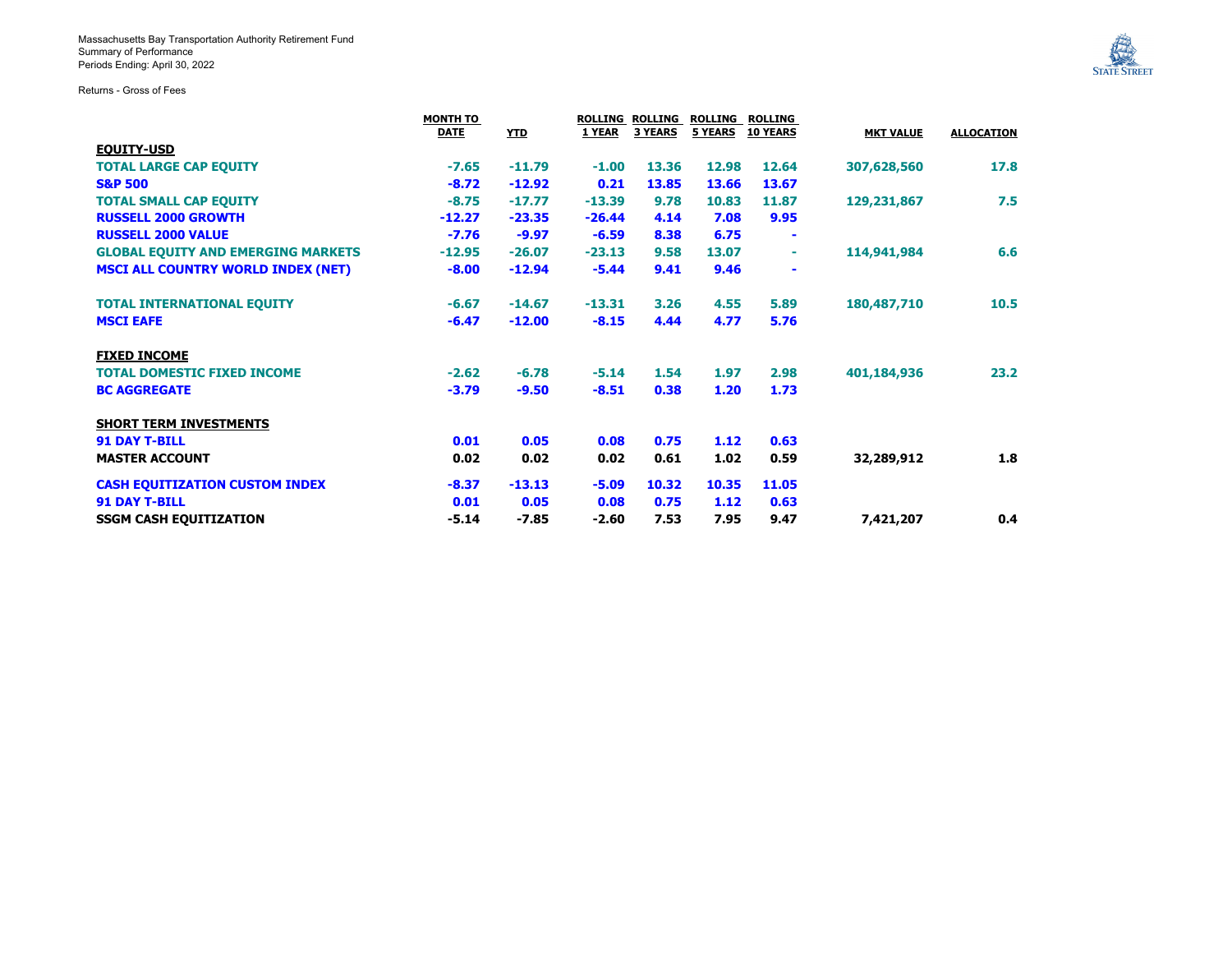Massachusetts Bay Transportation Authority Retirement Fund
Summary of Performance
Periods Ending: April 30, 2022

Returns - Gross of Fees

| | MONTH TO DATE | YTD | ROLLING 1 YEAR | ROLLING 3 YEARS | ROLLING 5 YEARS | ROLLING 10 YEARS | MKT VALUE | ALLOCATION |
|---|---|---|---|---|---|---|---|---|
| **EQUITY-USD** | | | | | | | | |
| **TOTAL LARGE CAP EQUITY** | -7.65 | -11.79 | -1.00 | 13.36 | 12.98 | 12.64 | 307,628,560 | 17.8 |
| **S&P 500** | -8.72 | -12.92 | 0.21 | 13.85 | 13.66 | 13.67 | | |
| **TOTAL SMALL CAP EQUITY** | -8.75 | -17.77 | -13.39 | 9.78 | 10.83 | 11.87 | 129,231,867 | 7.5 |
| **RUSSELL 2000 GROWTH** | -12.27 | -23.35 | -26.44 | 4.14 | 7.08 | 9.95 | | |
| **RUSSELL 2000 VALUE** | -7.76 | -9.97 | -6.59 | 8.38 | 6.75 | - | | |
| **GLOBAL EQUITY AND EMERGING MARKETS** | -12.95 | -26.07 | -23.13 | 9.58 | 13.07 | - | 114,941,984 | 6.6 |
| **MSCI ALL COUNTRY WORLD INDEX (NET)** | -8.00 | -12.94 | -5.44 | 9.41 | 9.46 | - | | |
| **TOTAL INTERNATIONAL EQUITY** | -6.67 | -14.67 | -13.31 | 3.26 | 4.55 | 5.89 | 180,487,710 | 10.5 |
| **MSCI EAFE** | -6.47 | -12.00 | -8.15 | 4.44 | 4.77 | 5.76 | | |
| **FIXED INCOME** | | | | | | | | |
| **TOTAL DOMESTIC FIXED INCOME** | -2.62 | -6.78 | -5.14 | 1.54 | 1.97 | 2.98 | 401,184,936 | 23.2 |
| **BC AGGREGATE** | -3.79 | -9.50 | -8.51 | 0.38 | 1.20 | 1.73 | | |
| **SHORT TERM INVESTMENTS** | | | | | | | | |
| **91 DAY T-BILL** | 0.01 | 0.05 | 0.08 | 0.75 | 1.12 | 0.63 | | |
| **MASTER ACCOUNT** | 0.02 | 0.02 | 0.02 | 0.61 | 1.02 | 0.59 | 32,289,912 | 1.8 |
| **CASH EQUITIZATION CUSTOM INDEX** | -8.37 | -13.13 | -5.09 | 10.32 | 10.35 | 11.05 | | |
| **91 DAY T-BILL** | 0.01 | 0.05 | 0.08 | 0.75 | 1.12 | 0.63 | | |
| **SSGM CASH EQUITIZATION** | -5.14 | -7.85 | -2.60 | 7.53 | 7.95 | 9.47 | 7,421,207 | 0.4 |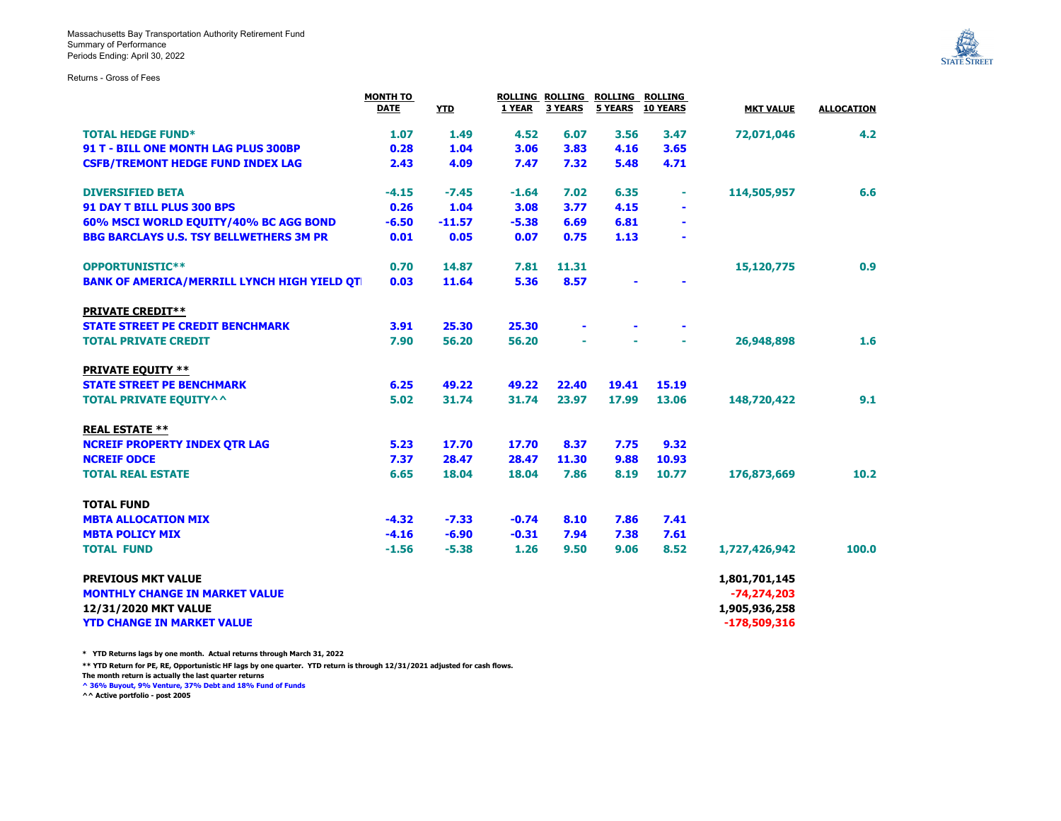Massachusetts Bay Transportation Authority Retirement Fund
Summary of Performance
Periods Ending: April 30, 2022

Returns - Gross of Fees

| | MONTH TO DATE | YTD | ROLLING 1 YEAR | ROLLING 3 YEARS | ROLLING 5 YEARS | ROLLING 10 YEARS | MKT VALUE | ALLOCATION |
|---|---|---|---|---|---|---|---|---|
| **TOTAL HEDGE FUND*** | 1.07 | 1.49 | 4.52 | 6.07 | 3.56 | 3.47 | 72,071,046 | 4.2 |
| **91 T - BILL ONE MONTH LAG PLUS 300BP** | 0.28 | 1.04 | 3.06 | 3.83 | 4.16 | 3.65 | | |
| **CSFB/TREMONT HEDGE FUND INDEX LAG** | 2.43 | 4.09 | 7.47 | 7.32 | 5.48 | 4.71 | | |
| **DIVERSIFIED BETA** | -4.15 | -7.45 | -1.64 | 7.02 | 6.35 | - | 114,505,957 | 6.6 |
| **91 DAY T BILL PLUS 300 BPS** | 0.26 | 1.04 | 3.08 | 3.77 | 4.15 | - | | |
| **60% MSCI WORLD EQUITY/40% BC AGG BOND** | -6.50 | -11.57 | -5.38 | 6.69 | 6.81 | - | | |
| **BBG BARCLAYS U.S. TSY BELLWETHERS 3M PR** | 0.01 | 0.05 | 0.07 | 0.75 | 1.13 | - | | |
| **OPPORTUNISTIC**** | 0.70 | 14.87 | 7.81 | 11.31 | | | 15,120,775 | 0.9 |
| **BANK OF AMERICA/MERRILL LYNCH HIGH YIELD QT** | 0.03 | 11.64 | 5.36 | 8.57 | - | - | | |
| **PRIVATE CREDIT**** | | | | | | | | |
| **STATE STREET PE CREDIT BENCHMARK** | 3.91 | 25.30 | 25.30 | - | - | - | | |
| **TOTAL PRIVATE CREDIT** | 7.90 | 56.20 | 56.20 | - | - | - | 26,948,898 | 1.6 |
| **PRIVATE EQUITY **** | | | | | | | | |
| **STATE STREET PE BENCHMARK** | 6.25 | 49.22 | 49.22 | 22.40 | 19.41 | 15.19 | | |
| **TOTAL PRIVATE EQUITY^^** | 5.02 | 31.74 | 31.74 | 23.97 | 17.99 | 13.06 | 148,720,422 | 9.1 |
| **REAL ESTATE **** | | | | | | | | |
| **NCREIF PROPERTY INDEX QTR LAG** | 5.23 | 17.70 | 17.70 | 8.37 | 7.75 | 9.32 | | |
| **NCREIF ODCE** | 7.37 | 28.47 | 28.47 | 11.30 | 9.88 | 10.93 | | |
| **TOTAL REAL ESTATE** | 6.65 | 18.04 | 18.04 | 7.86 | 8.19 | 10.77 | 176,873,669 | 10.2 |
| **TOTAL FUND** | | | | | | | | |
| **MBTA ALLOCATION MIX** | -4.32 | -7.33 | -0.74 | 8.10 | 7.86 | 7.41 | | |
| **MBTA POLICY MIX** | -4.16 | -6.90 | -0.31 | 7.94 | 7.38 | 7.61 | | |
| **TOTAL FUND** | -1.56 | -5.38 | 1.26 | 9.50 | 9.06 | 8.52 | 1,727,426,942 | 100.0 |
| **PREVIOUS MKT VALUE** | | | | | | | 1,801,701,145 | |
| **MONTHLY CHANGE IN MARKET VALUE** | | | | | | | -74,274,203 | |
| **12/31/2020 MKT VALUE** | | | | | | | 1,905,936,258 | |
| **YTD CHANGE IN MARKET VALUE** | | | | | | | -178,509,316 | |

\* YTD Returns lags by one month. Actual returns through March 31, 2022

** YTD Return for PE, RE, Opportunistic HF lags by one quarter. YTD return is through 12/31/2021 adjusted for cash flows.
The month return is actually the last quarter returns

^ 36% Buyout, 9% Venture, 37% Debt and 18% Fund of Funds

^^ Active portfolio - post 2005